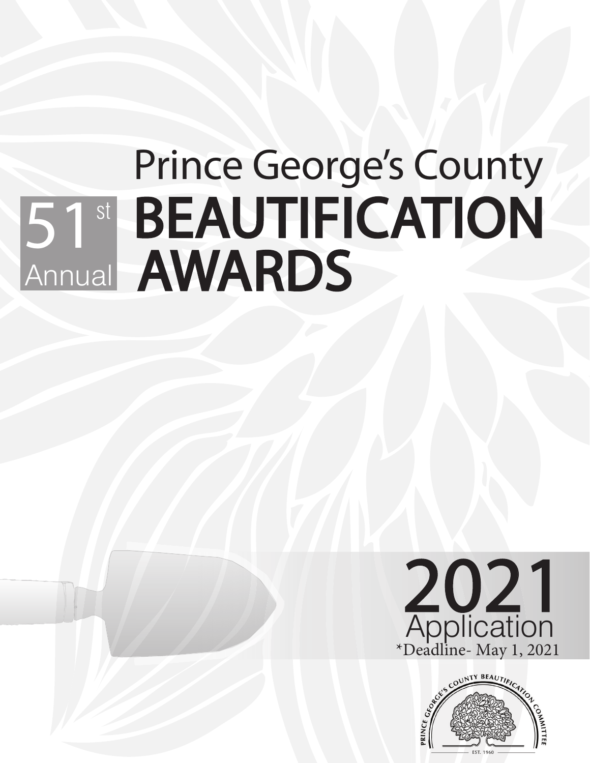51st Annual

# Prince George's County BEAUTIFICATION AWARDS

## 2021 Application

*Deadline- May 1, 2021

PRINCE GEORGE'S COUNTY BEAUTIFICATION COMMITTEE

EST. 1960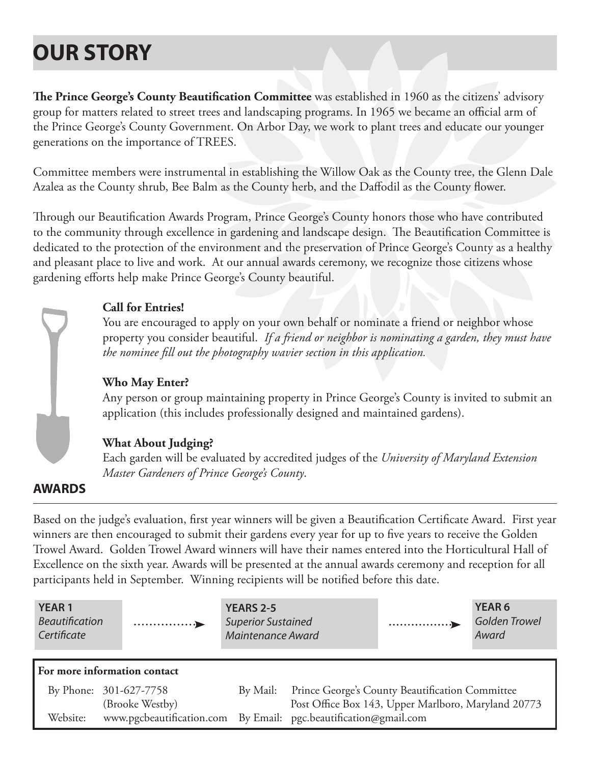# OUR STORY

**The Prince George's County Beautification Committee** was established in 1960 as the citizens' advisory group for matters related to street trees and landscaping programs. In 1965 we became an official arm of the Prince George's County Government. On Arbor Day, we work to plant trees and educate our younger generations on the importance of TREES.

Committee members were instrumental in establishing the Willow Oak as the County tree, the Glenn Dale Azalea as the County shrub, Bee Balm as the County herb, and the Daffodil as the County flower.

Through our Beautification Awards Program, Prince George's County honors those who have contributed to the community through excellence in gardening and landscape design. The Beautification Committee is dedicated to the protection of the environment and the preservation of Prince George's County as a healthy and pleasant place to live and work. At our annual awards ceremony, we recognize those citizens whose gardening efforts help make Prince George's County beautiful.

**Call for Entries!**

You are encouraged to apply on your own behalf or nominate a friend or neighbor whose property you consider beautiful. *If a friend or neighbor is nominating a garden, they must have the nominee fill out the photography wavier section in this application.*

**Who May Enter?**

Any person or group maintaining property in Prince George's County is invited to submit an application (this includes professionally designed and maintained gardens).

**What About Judging?**

Each garden will be evaluated by accredited judges of the *University of Maryland Extension Master Gardeners of Prince George's County*.

## AWARDS

Based on the judge's evaluation, first year winners will be given a Beautification Certificate Award. First year winners are then encouraged to submit their gardens every year for up to five years to receive the Golden Trowel Award. Golden Trowel Award winners will have their names entered into the Horticultural Hall of Excellence on the sixth year. Awards will be presented at the annual awards ceremony and reception for all participants held in September. Winning recipients will be notified before this date.

**YEAR 1** *Beautification Certificate* → **YEARS 2-5** *Superior Sustained Maintenance Award* → **YEAR 6** *Golden Trowel Award*

**For more information contact**

By Phone: 301-627-7758 (Brooke Westby)

By Mail: Prince George's County Beautification Committee, Post Office Box 143, Upper Marlboro, Maryland 20773

Website: www.pgcbeautification.com

By Email: pgc.beautification@gmail.com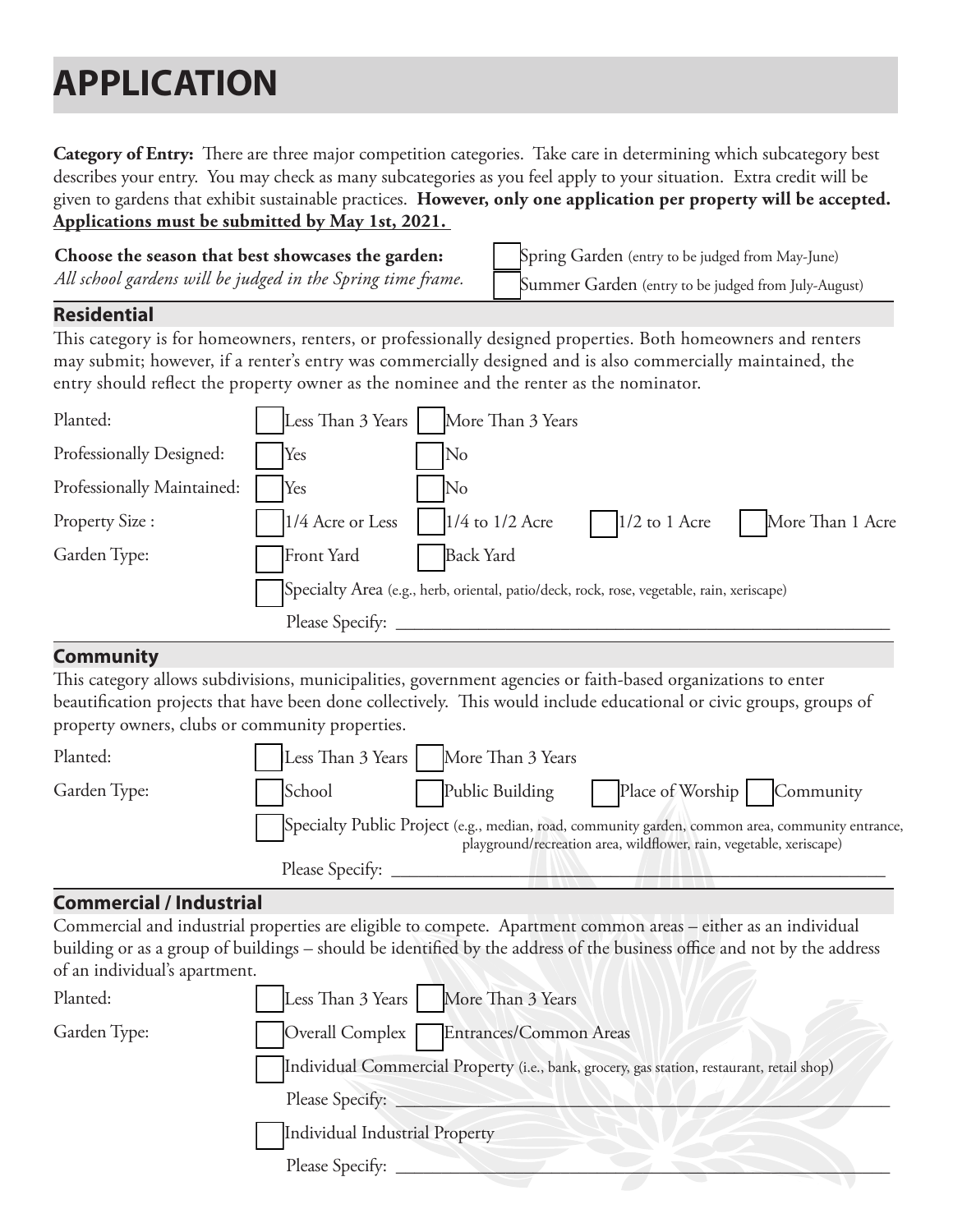# APPLICATION

**Category of Entry:** There are three major competition categories. Take care in determining which subcategory best describes your entry. You may check as many subcategories as you feel apply to your situation. Extra credit will be given to gardens that exhibit sustainable practices. **However, only one application per property will be accepted.** **Applications must be submitted by May 1st, 2021.**

**Choose the season that best showcases the garden:**
*All school gardens will be judged in the Spring time frame.*

- ☐ Spring Garden (entry to be judged from May-June)
- ☐ Summer Garden (entry to be judged from July-August)

## Residential

This category is for homeowners, renters, or professionally designed properties. Both homeowners and renters may submit; however, if a renter's entry was commercially designed and is also commercially maintained, the entry should reflect the property owner as the nominee and the renter as the nominator.

Planted: ☐ Less Than 3 Years ☐ More Than 3 Years

Professionally Designed: ☐ Yes ☐ No

Professionally Maintained: ☐ Yes ☐ No

Property Size: ☐ 1/4 Acre or Less ☐ 1/4 to 1/2 Acre ☐ 1/2 to 1 Acre ☐ More Than 1 Acre

Garden Type: ☐ Front Yard ☐ Back Yard

☐ Specialty Area (e.g., herb, oriental, patio/deck, rock, rose, vegetable, rain, xeriscape)

Please Specify: ________________________________________

## Community

This category allows subdivisions, municipalities, government agencies or faith-based organizations to enter beautification projects that have been done collectively. This would include educational or civic groups, groups of property owners, clubs or community properties.

Planted: ☐ Less Than 3 Years ☐ More Than 3 Years

Garden Type: ☐ School ☐ Public Building ☐ Place of Worship ☐ Community

☐ Specialty Public Project (e.g., median, road, community garden, common area, community entrance, playground/recreation area, wildflower, rain, vegetable, xeriscape)

Please Specify: ________________________________________

## Commercial / Industrial

Commercial and industrial properties are eligible to compete. Apartment common areas – either as an individual building or as a group of buildings – should be identified by the address of the business office and not by the address of an individual's apartment.

Planted: ☐ Less Than 3 Years ☐ More Than 3 Years

Garden Type: ☐ Overall Complex ☐ Entrances/Common Areas

☐ Individual Commercial Property (i.e., bank, grocery, gas station, restaurant, retail shop)

Please Specify: ________________________________________

☐ Individual Industrial Property

Please Specify: ________________________________________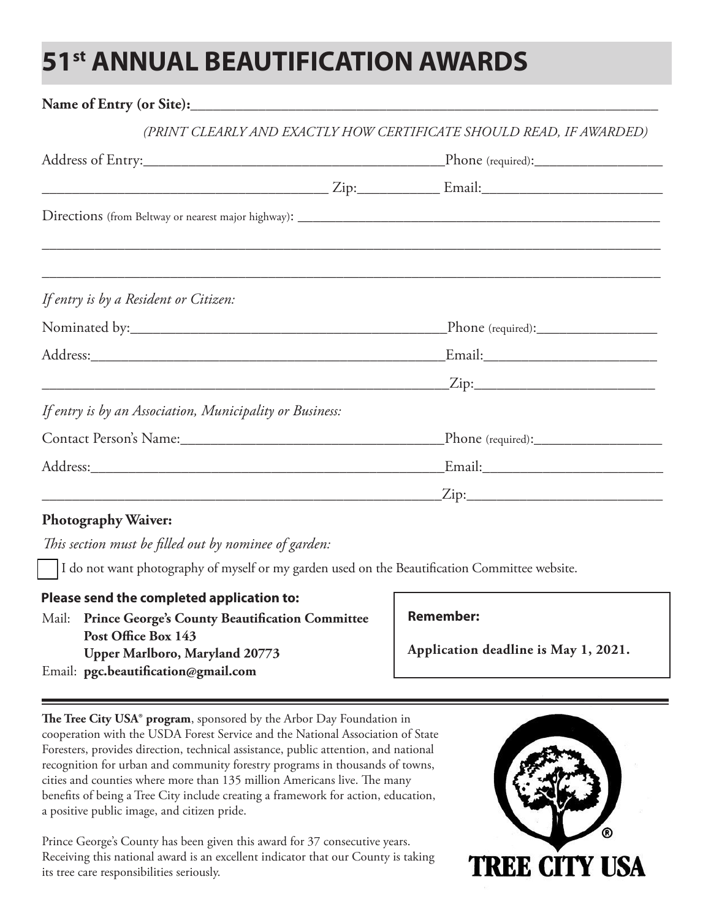# 51st ANNUAL BEAUTIFICATION AWARDS

**Name of Entry (or Site):**_______________________________________________

*(PRINT CLEARLY AND EXACTLY HOW CERTIFICATE SHOULD READ, IF AWARDED)*

Address of Entry:_______________________________ Phone (required):_______________

_______________________________ Zip:__________ Email:____________________

Directions (from Beltway or nearest major highway): ________________________________

_______________________________________________________________

_______________________________________________________________

*If entry is by a Resident or Citizen:*

Nominated by:_______________________________ Phone (required):_______________

Address:_______________________________ Email:____________________

_______________________________ Zip:____________________

*If entry is by an Association, Municipality or Business:*

Contact Person's Name:_______________________________ Phone (required):_______________

Address:_______________________________ Email:____________________

_______________________________ Zip:____________________

**Photography Waiver:**

*This section must be filled out by nominee of garden:*

☐ I do not want photography of myself or my garden used on the Beautification Committee website.

**Please send the completed application to:**

Mail: **Prince George's County Beautification Committee**
**Post Office Box 143**
**Upper Marlboro, Maryland 20773**

Email: **pgc.beautification@gmail.com**

**Remember:**

**Application deadline is May 1, 2021.**

---

**The Tree City USA® program**, sponsored by the Arbor Day Foundation in cooperation with the USDA Forest Service and the National Association of State Foresters, provides direction, technical assistance, public attention, and national recognition for urban and community forestry programs in thousands of towns, cities and counties where more than 135 million Americans live. The many benefits of being a Tree City include creating a framework for action, education, a positive public image, and citizen pride.

Prince George's County has been given this award for 37 consecutive years. Receiving this national award is an excellent indicator that our County is taking its tree care responsibilities seriously.

TREE CITY USA®